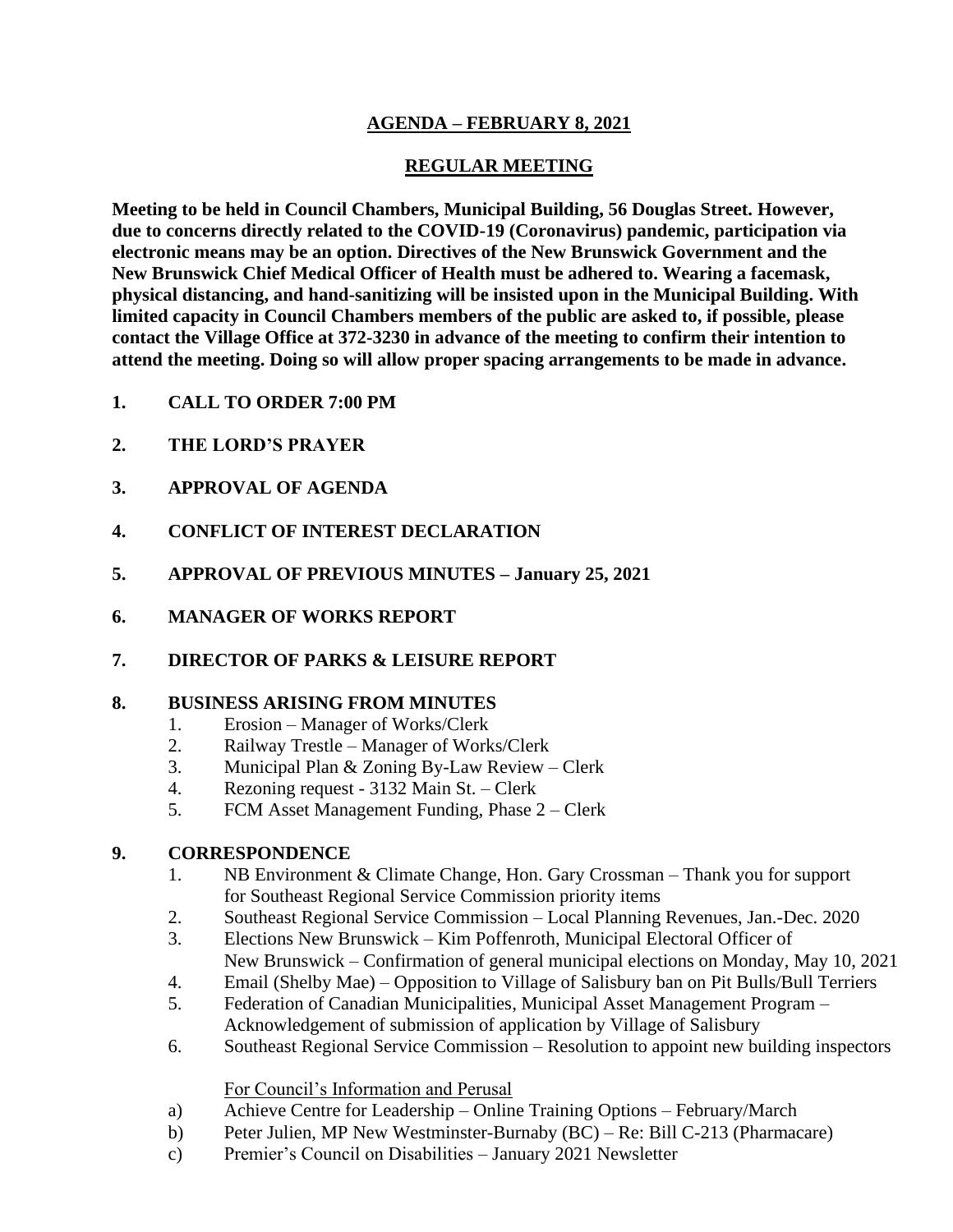# AGENDA – FEBRUARY 8, 2021

## REGULAR MEETING

**Meeting to be held in Council Chambers, Municipal Building, 56 Douglas Street. However, due to concerns directly related to the COVID-19 (Coronavirus) pandemic, participation via electronic means may be an option. Directives of the New Brunswick Government and the New Brunswick Chief Medical Officer of Health must be adhered to. Wearing a facemask, physical distancing, and hand-sanitizing will be insisted upon in the Municipal Building. With limited capacity in Council Chambers members of the public are asked to, if possible, please contact the Village Office at 372-3230 in advance of the meeting to confirm their intention to attend the meeting. Doing so will allow proper spacing arrangements to be made in advance.**

**1. CALL TO ORDER 7:00 PM**

**2. THE LORD'S PRAYER**

**3. APPROVAL OF AGENDA**

**4. CONFLICT OF INTEREST DECLARATION**

**5. APPROVAL OF PREVIOUS MINUTES – January 25, 2021**

**6. MANAGER OF WORKS REPORT**

**7. DIRECTOR OF PARKS & LEISURE REPORT**

**8. BUSINESS ARISING FROM MINUTES**

1. Erosion – Manager of Works/Clerk
2. Railway Trestle – Manager of Works/Clerk
3. Municipal Plan & Zoning By-Law Review – Clerk
4. Rezoning request - 3132 Main St. – Clerk
5. FCM Asset Management Funding, Phase 2 – Clerk

**9. CORRESPONDENCE**

1. NB Environment & Climate Change, Hon. Gary Crossman – Thank you for support for Southeast Regional Service Commission priority items
2. Southeast Regional Service Commission – Local Planning Revenues, Jan.-Dec. 2020
3. Elections New Brunswick – Kim Poffenroth, Municipal Electoral Officer of New Brunswick – Confirmation of general municipal elections on Monday, May 10, 2021
4. Email (Shelby Mae) – Opposition to Village of Salisbury ban on Pit Bulls/Bull Terriers
5. Federation of Canadian Municipalities, Municipal Asset Management Program – Acknowledgement of submission of application by Village of Salisbury
6. Southeast Regional Service Commission – Resolution to appoint new building inspectors

For Council's Information and Perusal

a) Achieve Centre for Leadership – Online Training Options – February/March
b) Peter Julien, MP New Westminster-Burnaby (BC) – Re: Bill C-213 (Pharmacare)
c) Premier's Council on Disabilities – January 2021 Newsletter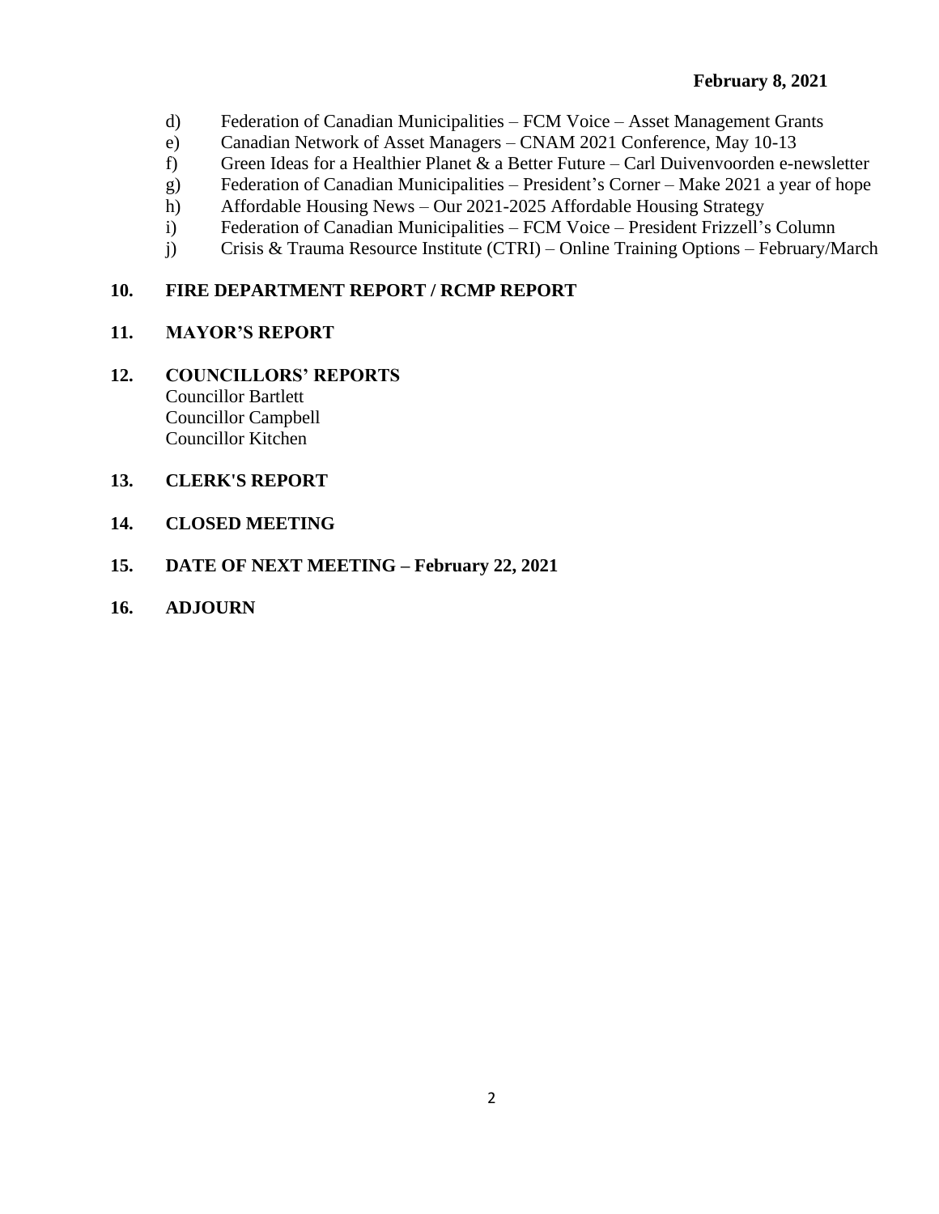**February 8, 2021**

d) Federation of Canadian Municipalities – FCM Voice – Asset Management Grants
e) Canadian Network of Asset Managers – CNAM 2021 Conference, May 10-13
f) Green Ideas for a Healthier Planet & a Better Future – Carl Duivenvoorden e-newsletter
g) Federation of Canadian Municipalities – President's Corner – Make 2021 a year of hope
h) Affordable Housing News – Our 2021-2025 Affordable Housing Strategy
i) Federation of Canadian Municipalities – FCM Voice – President Frizzell's Column
j) Crisis & Trauma Resource Institute (CTRI) – Online Training Options – February/March

**10. FIRE DEPARTMENT REPORT / RCMP REPORT**

**11. MAYOR'S REPORT**

**12. COUNCILLORS' REPORTS**

Councillor Bartlett
Councillor Campbell
Councillor Kitchen

**13. CLERK'S REPORT**

**14. CLOSED MEETING**

**15. DATE OF NEXT MEETING – February 22, 2021**

**16. ADJOURN**